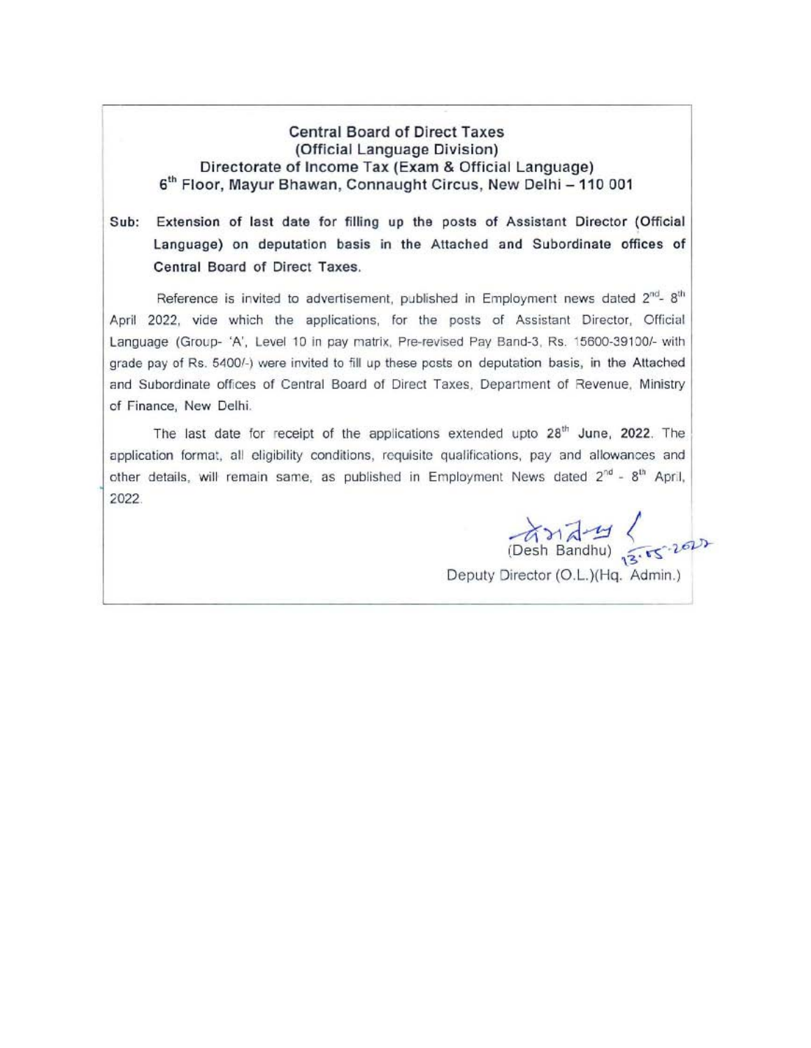**Central Board of Direct Taxes**
**(Official Language Division)**
**Directorate of Income Tax (Exam & Official Language)**
**6th Floor, Mayur Bhawan, Connaught Circus, New Delhi – 110 001**

**Sub: Extension of last date for filling up the posts of Assistant Director (Official Language) on deputation basis in the Attached and Subordinate offices of Central Board of Direct Taxes.**

Reference is invited to advertisement, published in Employment news dated 2nd- 8th April 2022, vide which the applications, for the posts of Assistant Director, Official Language (Group- 'A', Level 10 in pay matrix, Pre-revised Pay Band-3, Rs. 15600-39100/- with grade pay of Rs. 5400/-) were invited to fill up these posts on deputation basis, in the Attached and Subordinate offices of Central Board of Direct Taxes, Department of Revenue, Ministry of Finance, New Delhi.

The last date for receipt of the applications extended upto **28th June, 2022**. The application format, all eligibility conditions, requisite qualifications, pay and allowances and other details, will remain same, as published in Employment News dated 2nd - 8th April, 2022.

देशबंधु
13.05.2022
(Desh Bandhu)
Deputy Director (O.L.)(Hq. Admin.)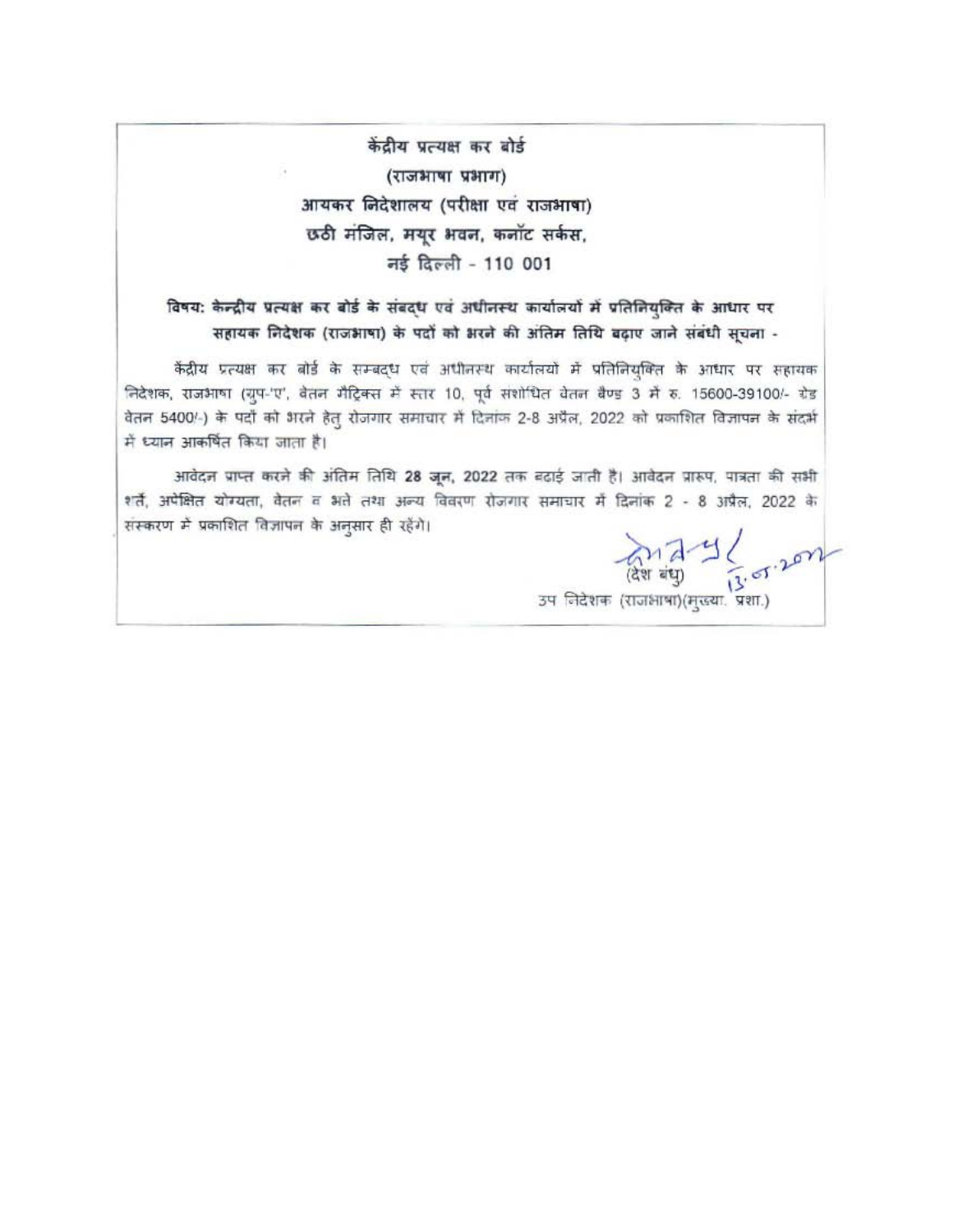**केंद्रीय प्रत्यक्ष कर बोर्ड**

**(राजभाषा प्रभाग)**

**आयकर निदेशालय (परीक्षा एवं राजभाषा)**

**छठी मंजिल, मयूर भवन, कनॉट सर्कस,**

**नई दिल्ली - 110 001**

**विषय: केन्द्रीय प्रत्यक्ष कर बोर्ड के संबद्ध एवं अधीनस्थ कार्यालयों में प्रतिनियुक्ति के आधार पर सहायक निदेशक (राजभाषा) के पदों को भरने की अंतिम तिथि बढ़ाए जाने संबंधी सूचना -**

केंद्रीय प्रत्यक्ष कर बोर्ड के सम्बद्ध एवं अधीनस्थ कार्यालयों में प्रतिनियुक्ति के आधार पर सहायक निदेशक, राजभाषा (ग्रुप-'ए', वेतन मैट्रिक्स में स्तर 10, पूर्व संशोधित वेतन बैण्ड 3 में रु. 15600-39100/- ग्रेड वेतन 5400/-) के पदों को भरने हेतु रोजगार समाचार में दिनांक 2-8 अप्रैल, 2022 को प्रकाशित विज्ञापन के संदर्भ में ध्यान आकर्षित किया जाता है।

आवेदन प्राप्त करने की अंतिम तिथि **28 जून, 2022** तक बढ़ाई जाती है। आवेदन प्रारूप, पात्रता की सभी शर्तें, अपेक्षित योग्यता, वेतन व भत्ते तथा अन्य विवरण रोजगार समाचार में दिनांक 2 - 8 अप्रैल, 2022 के संस्करण में प्रकाशित विज्ञापन के अनुसार ही रहेंगे।

13.05.2022

(देश बंधु)

उप निदेशक (राजभाषा)(मुख्या. प्रशा.)